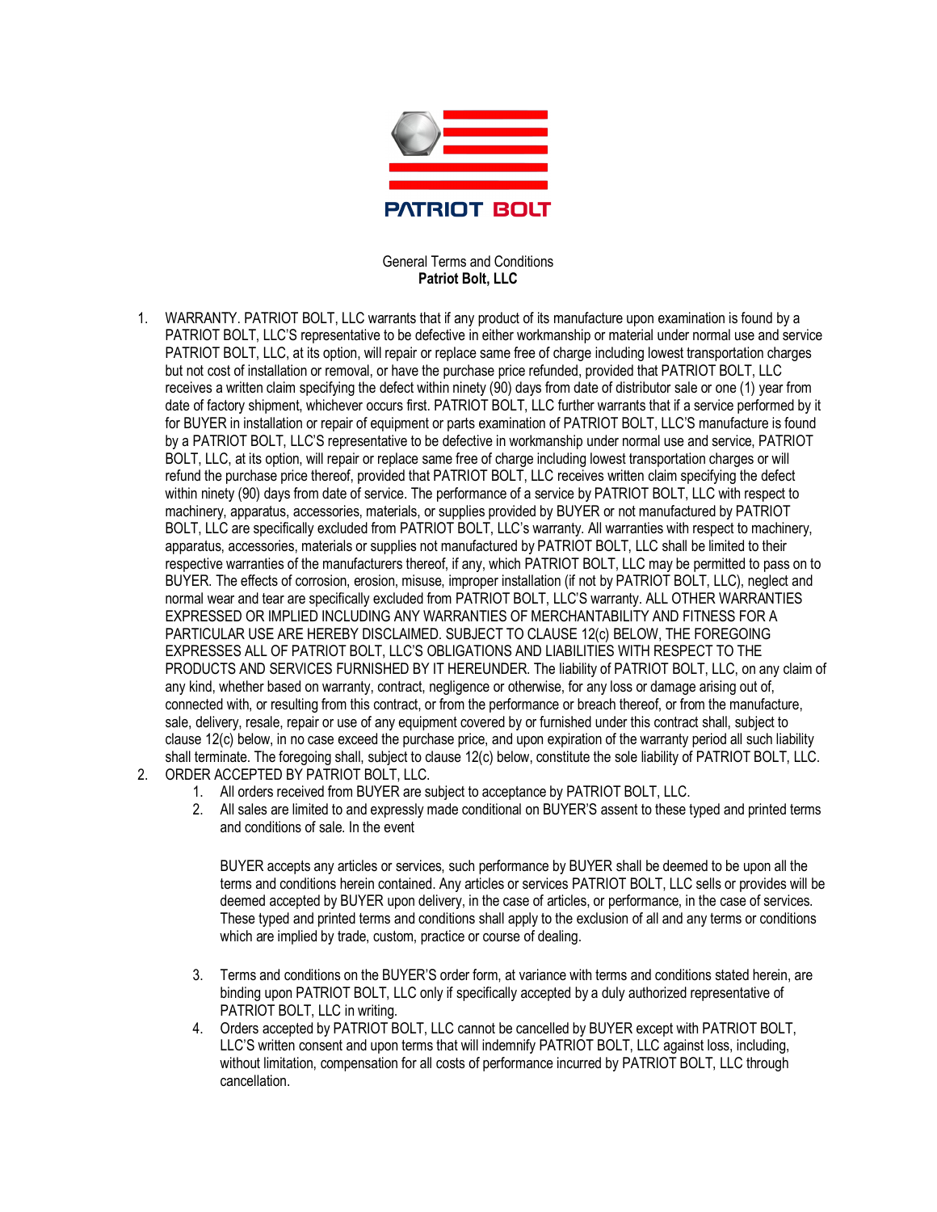PATRIOT BOLT

General Terms and Conditions
**Patriot Bolt, LLC**

1. WARRANTY. PATRIOT BOLT, LLC warrants that if any product of its manufacture upon examination is found by a PATRIOT BOLT, LLC'S representative to be defective in either workmanship or material under normal use and service PATRIOT BOLT, LLC, at its option, will repair or replace same free of charge including lowest transportation charges but not cost of installation or removal, or have the purchase price refunded, provided that PATRIOT BOLT, LLC receives a written claim specifying the defect within ninety (90) days from date of distributor sale or one (1) year from date of factory shipment, whichever occurs first. PATRIOT BOLT, LLC further warrants that if a service performed by it for BUYER in installation or repair of equipment or parts examination of PATRIOT BOLT, LLC'S manufacture is found by a PATRIOT BOLT, LLC'S representative to be defective in workmanship under normal use and service, PATRIOT BOLT, LLC, at its option, will repair or replace same free of charge including lowest transportation charges or will refund the purchase price thereof, provided that PATRIOT BOLT, LLC receives written claim specifying the defect within ninety (90) days from date of service. The performance of a service by PATRIOT BOLT, LLC with respect to machinery, apparatus, accessories, materials, or supplies provided by BUYER or not manufactured by PATRIOT BOLT, LLC are specifically excluded from PATRIOT BOLT, LLC's warranty. All warranties with respect to machinery, apparatus, accessories, materials or supplies not manufactured by PATRIOT BOLT, LLC shall be limited to their respective warranties of the manufacturers thereof, if any, which PATRIOT BOLT, LLC may be permitted to pass on to BUYER. The effects of corrosion, erosion, misuse, improper installation (if not by PATRIOT BOLT, LLC), neglect and normal wear and tear are specifically excluded from PATRIOT BOLT, LLC'S warranty. ALL OTHER WARRANTIES EXPRESSED OR IMPLIED INCLUDING ANY WARRANTIES OF MERCHANTABILITY AND FITNESS FOR A PARTICULAR USE ARE HEREBY DISCLAIMED. SUBJECT TO CLAUSE 12(c) BELOW, THE FOREGOING EXPRESSES ALL OF PATRIOT BOLT, LLC'S OBLIGATIONS AND LIABILITIES WITH RESPECT TO THE PRODUCTS AND SERVICES FURNISHED BY IT HEREUNDER. The liability of PATRIOT BOLT, LLC, on any claim of any kind, whether based on warranty, contract, negligence or otherwise, for any loss or damage arising out of, connected with, or resulting from this contract, or from the performance or breach thereof, or from the manufacture, sale, delivery, resale, repair or use of any equipment covered by or furnished under this contract shall, subject to clause 12(c) below, in no case exceed the purchase price, and upon expiration of the warranty period all such liability shall terminate. The foregoing shall, subject to clause 12(c) below, constitute the sole liability of PATRIOT BOLT, LLC.
2. ORDER ACCEPTED BY PATRIOT BOLT, LLC.
    1. All orders received from BUYER are subject to acceptance by PATRIOT BOLT, LLC.
    2. All sales are limited to and expressly made conditional on BUYER'S assent to these typed and printed terms and conditions of sale. In the event

        BUYER accepts any articles or services, such performance by BUYER shall be deemed to be upon all the terms and conditions herein contained. Any articles or services PATRIOT BOLT, LLC sells or provides will be deemed accepted by BUYER upon delivery, in the case of articles, or performance, in the case of services. These typed and printed terms and conditions shall apply to the exclusion of all and any terms or conditions which are implied by trade, custom, practice or course of dealing.

    3. Terms and conditions on the BUYER'S order form, at variance with terms and conditions stated herein, are binding upon PATRIOT BOLT, LLC only if specifically accepted by a duly authorized representative of PATRIOT BOLT, LLC in writing.
    4. Orders accepted by PATRIOT BOLT, LLC cannot be cancelled by BUYER except with PATRIOT BOLT, LLC'S written consent and upon terms that will indemnify PATRIOT BOLT, LLC against loss, including, without limitation, compensation for all costs of performance incurred by PATRIOT BOLT, LLC through cancellation.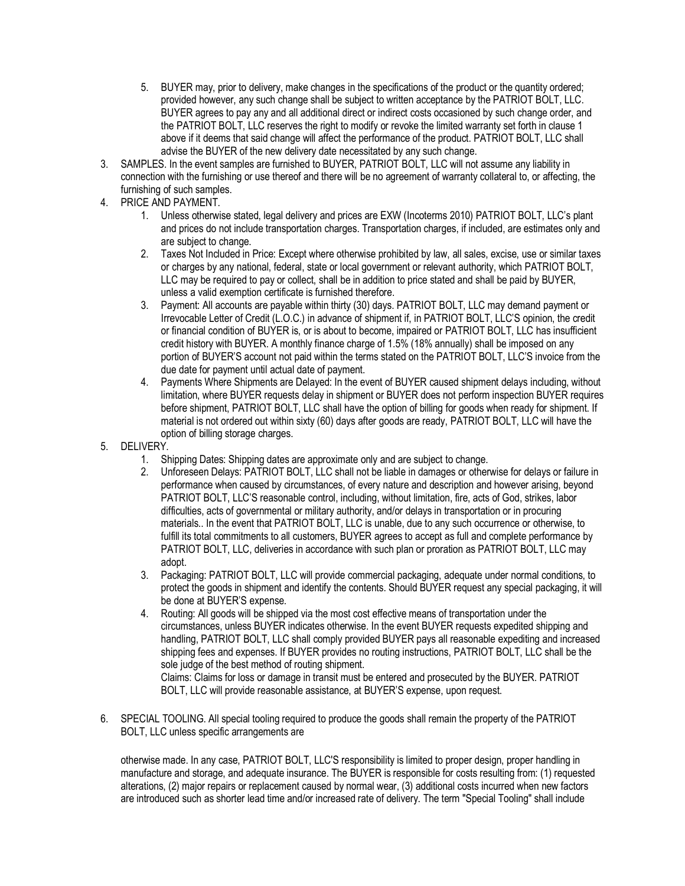5. BUYER may, prior to delivery, make changes in the specifications of the product or the quantity ordered; provided however, any such change shall be subject to written acceptance by the PATRIOT BOLT, LLC. BUYER agrees to pay any and all additional direct or indirect costs occasioned by such change order, and the PATRIOT BOLT, LLC reserves the right to modify or revoke the limited warranty set forth in clause 1 above if it deems that said change will affect the performance of the product. PATRIOT BOLT, LLC shall advise the BUYER of the new delivery date necessitated by any such change.

3. SAMPLES. In the event samples are furnished to BUYER, PATRIOT BOLT, LLC will not assume any liability in connection with the furnishing or use thereof and there will be no agreement of warranty collateral to, or affecting, the furnishing of such samples.

4. PRICE AND PAYMENT.
   1. Unless otherwise stated, legal delivery and prices are EXW (Incoterms 2010) PATRIOT BOLT, LLC's plant and prices do not include transportation charges. Transportation charges, if included, are estimates only and are subject to change.
   2. Taxes Not Included in Price: Except where otherwise prohibited by law, all sales, excise, use or similar taxes or charges by any national, federal, state or local government or relevant authority, which PATRIOT BOLT, LLC may be required to pay or collect, shall be in addition to price stated and shall be paid by BUYER, unless a valid exemption certificate is furnished therefore.
   3. Payment: All accounts are payable within thirty (30) days. PATRIOT BOLT, LLC may demand payment or Irrevocable Letter of Credit (L.O.C.) in advance of shipment if, in PATRIOT BOLT, LLC'S opinion, the credit or financial condition of BUYER is, or is about to become, impaired or PATRIOT BOLT, LLC has insufficient credit history with BUYER. A monthly finance charge of 1.5% (18% annually) shall be imposed on any portion of BUYER'S account not paid within the terms stated on the PATRIOT BOLT, LLC'S invoice from the due date for payment until actual date of payment.
   4. Payments Where Shipments are Delayed: In the event of BUYER caused shipment delays including, without limitation, where BUYER requests delay in shipment or BUYER does not perform inspection BUYER requires before shipment, PATRIOT BOLT, LLC shall have the option of billing for goods when ready for shipment. If material is not ordered out within sixty (60) days after goods are ready, PATRIOT BOLT, LLC will have the option of billing storage charges.

5. DELIVERY.
   1. Shipping Dates: Shipping dates are approximate only and are subject to change.
   2. Unforeseen Delays: PATRIOT BOLT, LLC shall not be liable in damages or otherwise for delays or failure in performance when caused by circumstances, of every nature and description and however arising, beyond PATRIOT BOLT, LLC'S reasonable control, including, without limitation, fire, acts of God, strikes, labor difficulties, acts of governmental or military authority, and/or delays in transportation or in procuring materials.. In the event that PATRIOT BOLT, LLC is unable, due to any such occurrence or otherwise, to fulfill its total commitments to all customers, BUYER agrees to accept as full and complete performance by PATRIOT BOLT, LLC, deliveries in accordance with such plan or proration as PATRIOT BOLT, LLC may adopt.
   3. Packaging: PATRIOT BOLT, LLC will provide commercial packaging, adequate under normal conditions, to protect the goods in shipment and identify the contents. Should BUYER request any special packaging, it will be done at BUYER'S expense.
   4. Routing: All goods will be shipped via the most cost effective means of transportation under the circumstances, unless BUYER indicates otherwise. In the event BUYER requests expedited shipping and handling, PATRIOT BOLT, LLC shall comply provided BUYER pays all reasonable expediting and increased shipping fees and expenses. If BUYER provides no routing instructions, PATRIOT BOLT, LLC shall be the sole judge of the best method of routing shipment.
      Claims: Claims for loss or damage in transit must be entered and prosecuted by the BUYER. PATRIOT BOLT, LLC will provide reasonable assistance, at BUYER'S expense, upon request.

6. SPECIAL TOOLING. All special tooling required to produce the goods shall remain the property of the PATRIOT BOLT, LLC unless specific arrangements are

otherwise made. In any case, PATRIOT BOLT, LLC'S responsibility is limited to proper design, proper handling in manufacture and storage, and adequate insurance. The BUYER is responsible for costs resulting from: (1) requested alterations, (2) major repairs or replacement caused by normal wear, (3) additional costs incurred when new factors are introduced such as shorter lead time and/or increased rate of delivery. The term "Special Tooling" shall include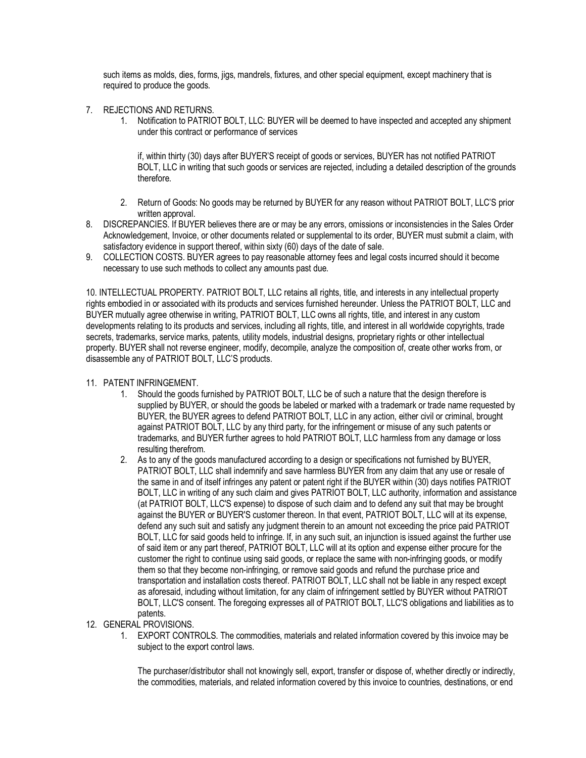such items as molds, dies, forms, jigs, mandrels, fixtures, and other special equipment, except machinery that is required to produce the goods.

7. REJECTIONS AND RETURNS.
    1. Notification to PATRIOT BOLT, LLC: BUYER will be deemed to have inspected and accepted any shipment under this contract or performance of services

       if, within thirty (30) days after BUYER'S receipt of goods or services, BUYER has not notified PATRIOT BOLT, LLC in writing that such goods or services are rejected, including a detailed description of the grounds therefore.

    2. Return of Goods: No goods may be returned by BUYER for any reason without PATRIOT BOLT, LLC'S prior written approval.
8. DISCREPANCIES. If BUYER believes there are or may be any errors, omissions or inconsistencies in the Sales Order Acknowledgement, Invoice, or other documents related or supplemental to its order, BUYER must submit a claim, with satisfactory evidence in support thereof, within sixty (60) days of the date of sale.
9. COLLECTION COSTS. BUYER agrees to pay reasonable attorney fees and legal costs incurred should it become necessary to use such methods to collect any amounts past due.

10. INTELLECTUAL PROPERTY. PATRIOT BOLT, LLC retains all rights, title, and interests in any intellectual property rights embodied in or associated with its products and services furnished hereunder. Unless the PATRIOT BOLT, LLC and BUYER mutually agree otherwise in writing, PATRIOT BOLT, LLC owns all rights, title, and interest in any custom developments relating to its products and services, including all rights, title, and interest in all worldwide copyrights, trade secrets, trademarks, service marks, patents, utility models, industrial designs, proprietary rights or other intellectual property. BUYER shall not reverse engineer, modify, decompile, analyze the composition of, create other works from, or disassemble any of PATRIOT BOLT, LLC'S products.

11. PATENT INFRINGEMENT.
    1. Should the goods furnished by PATRIOT BOLT, LLC be of such a nature that the design therefore is supplied by BUYER, or should the goods be labeled or marked with a trademark or trade name requested by BUYER, the BUYER agrees to defend PATRIOT BOLT, LLC in any action, either civil or criminal, brought against PATRIOT BOLT, LLC by any third party, for the infringement or misuse of any such patents or trademarks, and BUYER further agrees to hold PATRIOT BOLT, LLC harmless from any damage or loss resulting therefrom.
    2. As to any of the goods manufactured according to a design or specifications not furnished by BUYER, PATRIOT BOLT, LLC shall indemnify and save harmless BUYER from any claim that any use or resale of the same in and of itself infringes any patent or patent right if the BUYER within (30) days notifies PATRIOT BOLT, LLC in writing of any such claim and gives PATRIOT BOLT, LLC authority, information and assistance (at PATRIOT BOLT, LLC'S expense) to dispose of such claim and to defend any suit that may be brought against the BUYER or BUYER'S customer thereon. In that event, PATRIOT BOLT, LLC will at its expense, defend any such suit and satisfy any judgment therein to an amount not exceeding the price paid PATRIOT BOLT, LLC for said goods held to infringe. If, in any such suit, an injunction is issued against the further use of said item or any part thereof, PATRIOT BOLT, LLC will at its option and expense either procure for the customer the right to continue using said goods, or replace the same with non-infringing goods, or modify them so that they become non-infringing, or remove said goods and refund the purchase price and transportation and installation costs thereof. PATRIOT BOLT, LLC shall not be liable in any respect except as aforesaid, including without limitation, for any claim of infringement settled by BUYER without PATRIOT BOLT, LLC'S consent. The foregoing expresses all of PATRIOT BOLT, LLC'S obligations and liabilities as to patents.
12. GENERAL PROVISIONS.
    1. EXPORT CONTROLS. The commodities, materials and related information covered by this invoice may be subject to the export control laws.

       The purchaser/distributor shall not knowingly sell, export, transfer or dispose of, whether directly or indirectly, the commodities, materials, and related information covered by this invoice to countries, destinations, or end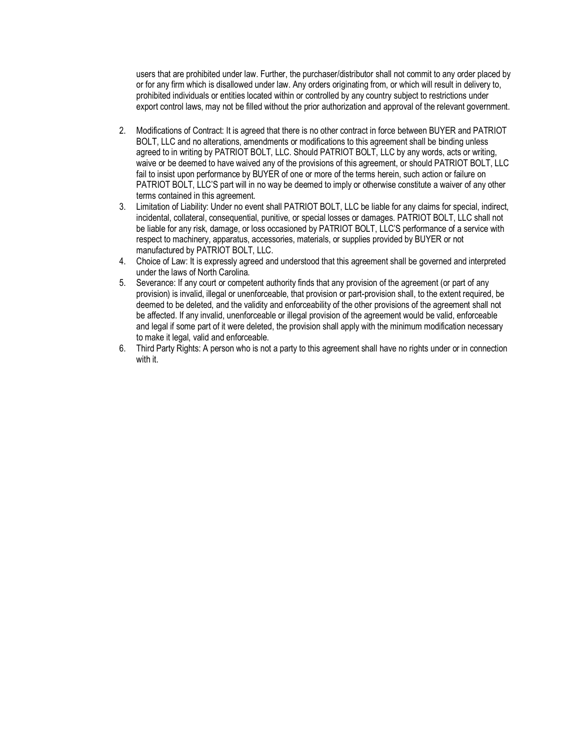users that are prohibited under law. Further, the purchaser/distributor shall not commit to any order placed by or for any firm which is disallowed under law. Any orders originating from, or which will result in delivery to, prohibited individuals or entities located within or controlled by any country subject to restrictions under export control laws, may not be filled without the prior authorization and approval of the relevant government.

2. Modifications of Contract: It is agreed that there is no other contract in force between BUYER and PATRIOT BOLT, LLC and no alterations, amendments or modifications to this agreement shall be binding unless agreed to in writing by PATRIOT BOLT, LLC. Should PATRIOT BOLT, LLC by any words, acts or writing, waive or be deemed to have waived any of the provisions of this agreement, or should PATRIOT BOLT, LLC fail to insist upon performance by BUYER of one or more of the terms herein, such action or failure on PATRIOT BOLT, LLC'S part will in no way be deemed to imply or otherwise constitute a waiver of any other terms contained in this agreement.
3. Limitation of Liability: Under no event shall PATRIOT BOLT, LLC be liable for any claims for special, indirect, incidental, collateral, consequential, punitive, or special losses or damages. PATRIOT BOLT, LLC shall not be liable for any risk, damage, or loss occasioned by PATRIOT BOLT, LLC'S performance of a service with respect to machinery, apparatus, accessories, materials, or supplies provided by BUYER or not manufactured by PATRIOT BOLT, LLC.
4. Choice of Law: It is expressly agreed and understood that this agreement shall be governed and interpreted under the laws of North Carolina.
5. Severance: If any court or competent authority finds that any provision of the agreement (or part of any provision) is invalid, illegal or unenforceable, that provision or part-provision shall, to the extent required, be deemed to be deleted, and the validity and enforceability of the other provisions of the agreement shall not be affected. If any invalid, unenforceable or illegal provision of the agreement would be valid, enforceable and legal if some part of it were deleted, the provision shall apply with the minimum modification necessary to make it legal, valid and enforceable.
6. Third Party Rights: A person who is not a party to this agreement shall have no rights under or in connection with it.